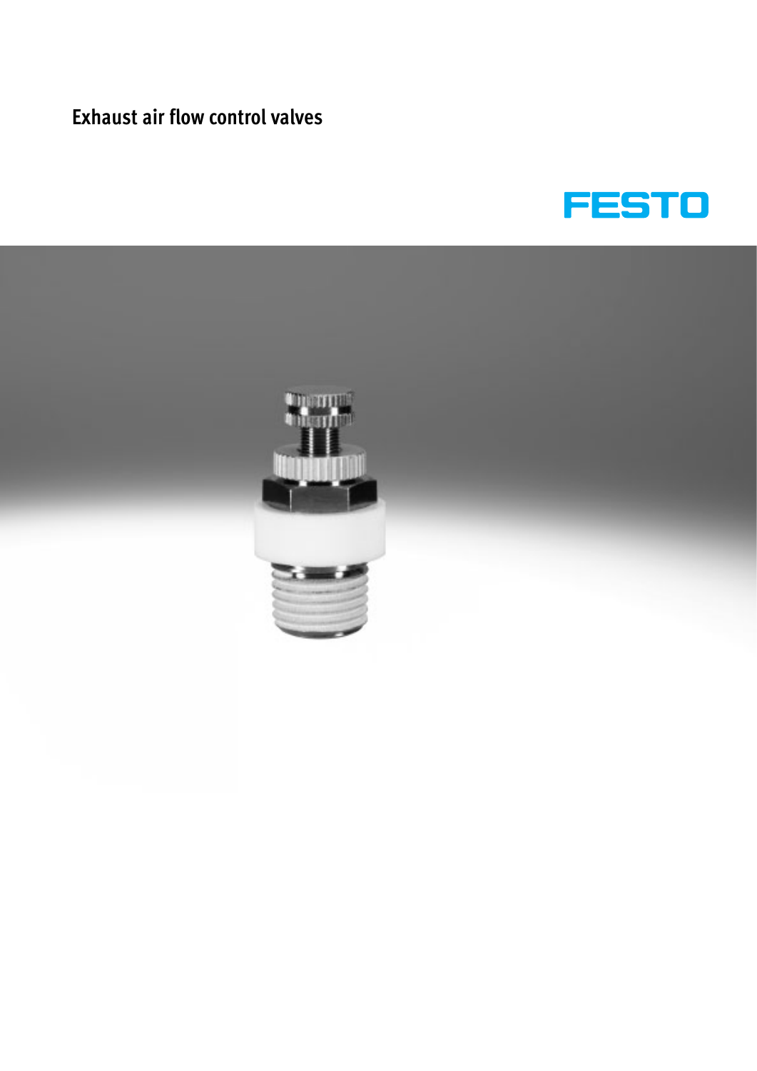# Exhaust air flow control valves

FESTO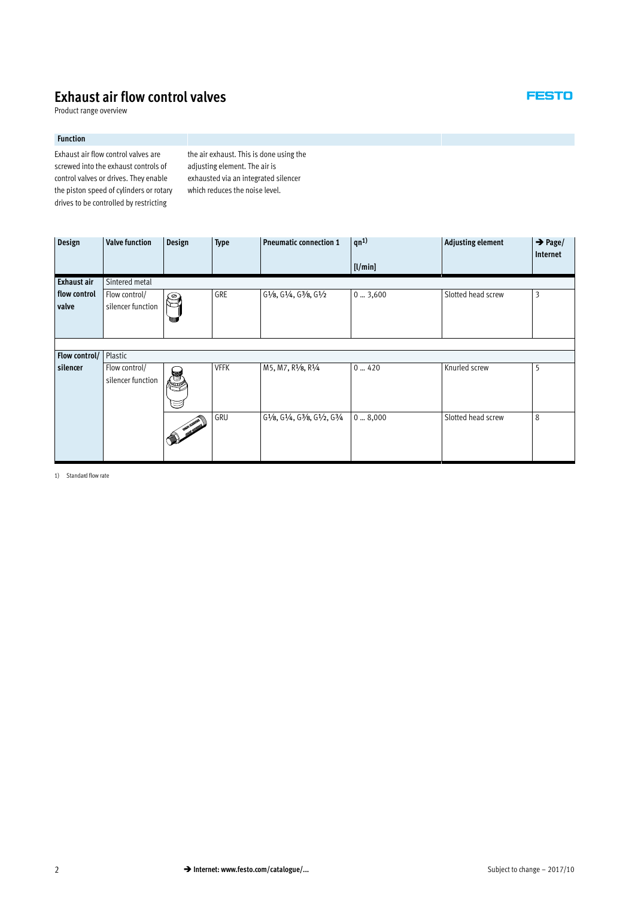# Exhaust air flow control valves

Product range overview

**Function**

Exhaust air flow control valves are screwed into the exhaust controls of control valves or drives. They enable the piston speed of cylinders or rotary drives to be controlled by restricting the air exhaust. This is done using the adjusting element. The air is exhausted via an integrated silencer which reduces the noise level.

| Design | Valve function | Design | Type | Pneumatic connection 1 | qn[1)] [l/min] | Adjusting element | → Page/ Internet |
|---|---|---|---|---|---|---|---|
| Exhaust air flow control valve | Sintered metal | | | | | | |
| | Flow control/ silencer function | | GRE | G⅛, G¼, G⅜, G½ | 0 … 3,600 | Slotted head screw | 3 |
| Flow control/ silencer | Plastic | | | | | | |
| | Flow control/ silencer function | | VFFK | M5, M7, R⅛, R¼ | 0 … 420 | Knurled screw | 5 |
| | | | GRU | G⅛, G¼, G⅜, G½, G¾ | 0 … 8,000 | Slotted head screw | 8 |

1) Standard flow rate

→ Internet: www.festo.com/catalogue/...

Subject to change – 2017/10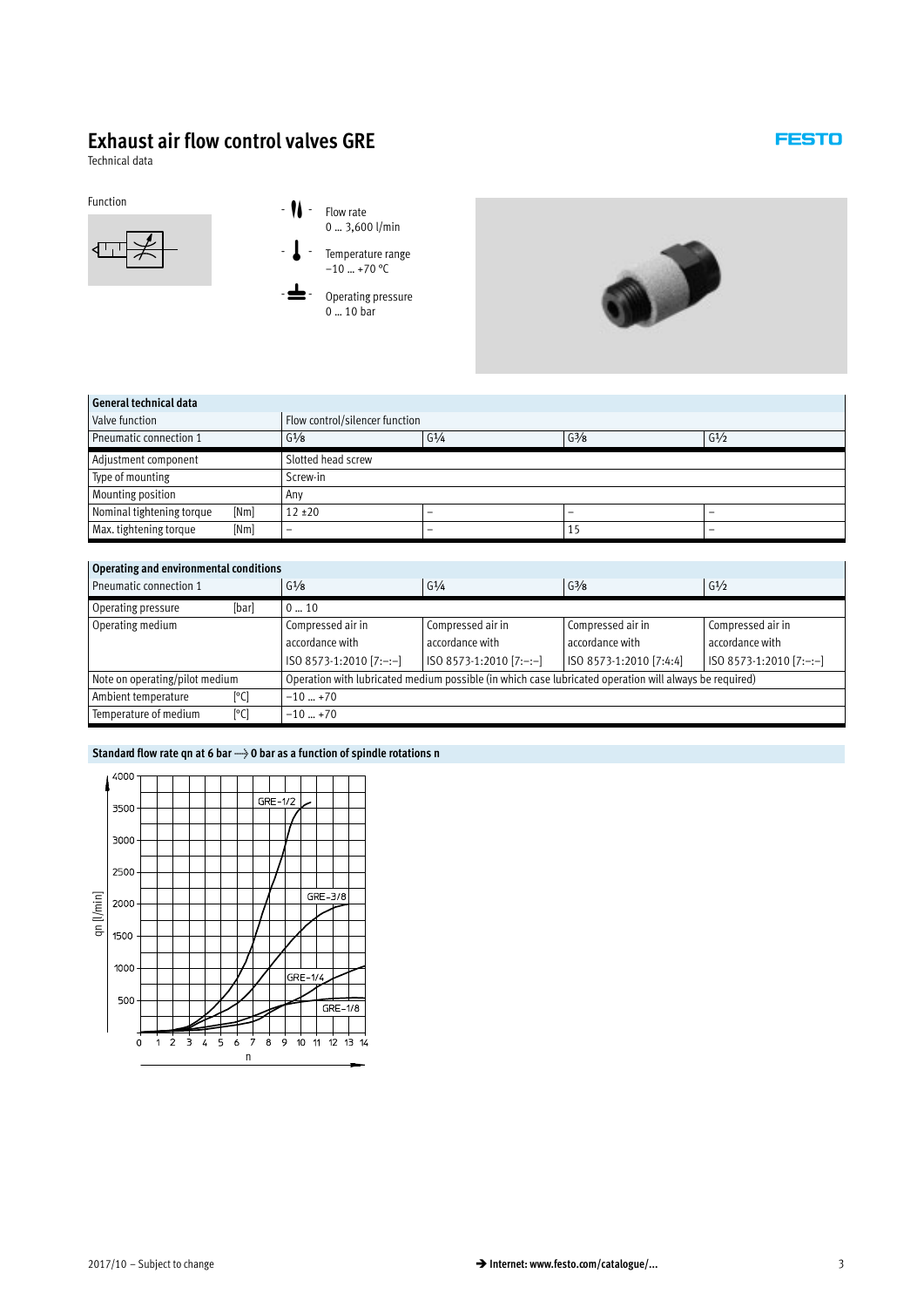# Exhaust air flow control valves GRE

Technical data

Function

Flow rate
0 … 3,600 l/min

Temperature range
−10 … +70 °C

Operating pressure
0 … 10 bar

| General technical data | | | | |
|---|---|---|---|---|
| Valve function | Flow control/silencer function | | | |
| Pneumatic connection 1 | G⅛ | G¼ | G⅜ | G½ |
| Adjustment component | Slotted head screw | | | |
| Type of mounting | Screw-in | | | |
| Mounting position | Any | | | |
| Nominal tightening torque [Nm] | 12 ±20 | – | – | – |
| Max. tightening torque [Nm] | – | – | 15 | – |

| Operating and environmental conditions | | | | |
|---|---|---|---|---|
| Pneumatic connection 1 | G⅛ | G¼ | G⅜ | G½ |
| Operating pressure [bar] | 0 … 10 | | | |
| Operating medium | Compressed air in accordance with ISO 8573-1:2010 [7:–:–] | Compressed air in accordance with ISO 8573-1:2010 [7:–:–] | Compressed air in accordance with ISO 8573-1:2010 [7:4:4] | Compressed air in accordance with ISO 8573-1:2010 [7:–:–] |
| Note on operating/pilot medium | Operation with lubricated medium possible (in which case lubricated operation will always be required) | | | |
| Ambient temperature [°C] | −10 … +70 | | | |
| Temperature of medium [°C] | −10 … +70 | | | |

**Standard flow rate qn at 6 bar → 0 bar as a function of spindle rotations n**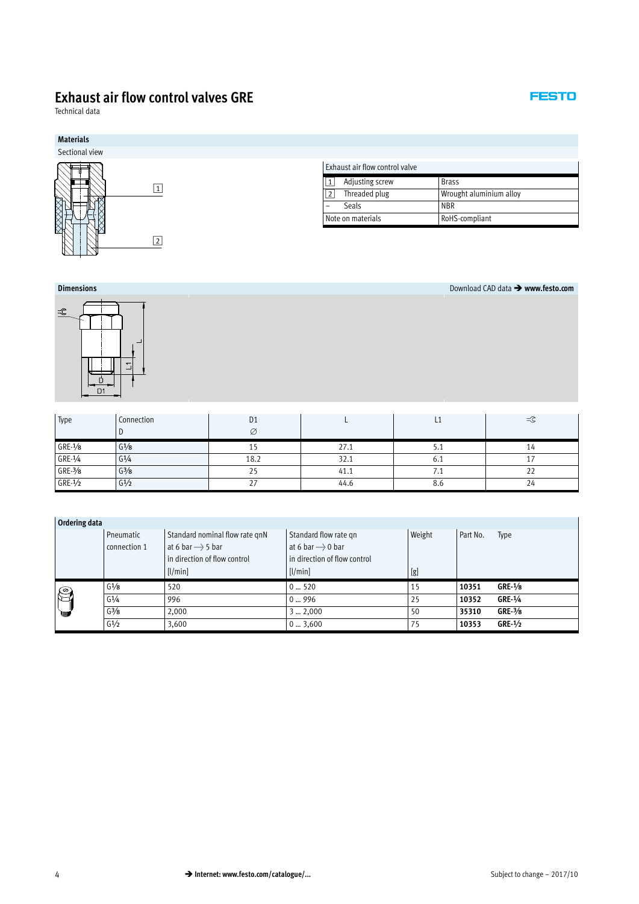# Exhaust air flow control valves GRE

Technical data

## Materials

Sectional view

| Exhaust air flow control valve | | |
|---|---|---|
| 1 | Adjusting screw | Brass |
| 2 | Threaded plug | Wrought aluminium alloy |
| – | Seals | NBR |
| Note on materials | | RoHS-compliant |

## Dimensions

Download CAD data ➔ **www.festo.com**

| Type | Connection D | D1 ∅ | L | L1 | =C |
|---|---|---|---|---|---|
| GRE-⅛ | G⅛ | 15 | 27.1 | 5.1 | 14 |
| GRE-¼ | G¼ | 18.2 | 32.1 | 6.1 | 17 |
| GRE-⅜ | G⅜ | 25 | 41.1 | 7.1 | 22 |
| GRE-½ | G½ | 27 | 44.6 | 8.6 | 24 |

## Ordering data

| | Pneumatic connection 1 | Standard nominal flow rate qnN at 6 bar → 5 bar in direction of flow control [l/min] | Standard flow rate qn at 6 bar → 0 bar in direction of flow control [l/min] | Weight [g] | Part No. | Type |
|---|---|---|---|---|---|---|
| | G⅛ | 520 | 0 … 520 | 15 | **10351** | **GRE-⅛** |
| | G¼ | 996 | 0 … 996 | 25 | **10352** | **GRE-¼** |
| | G⅜ | 2,000 | 3 … 2,000 | 50 | **35310** | **GRE-⅜** |
| | G½ | 3,600 | 0 … 3,600 | 75 | **10353** | **GRE-½** |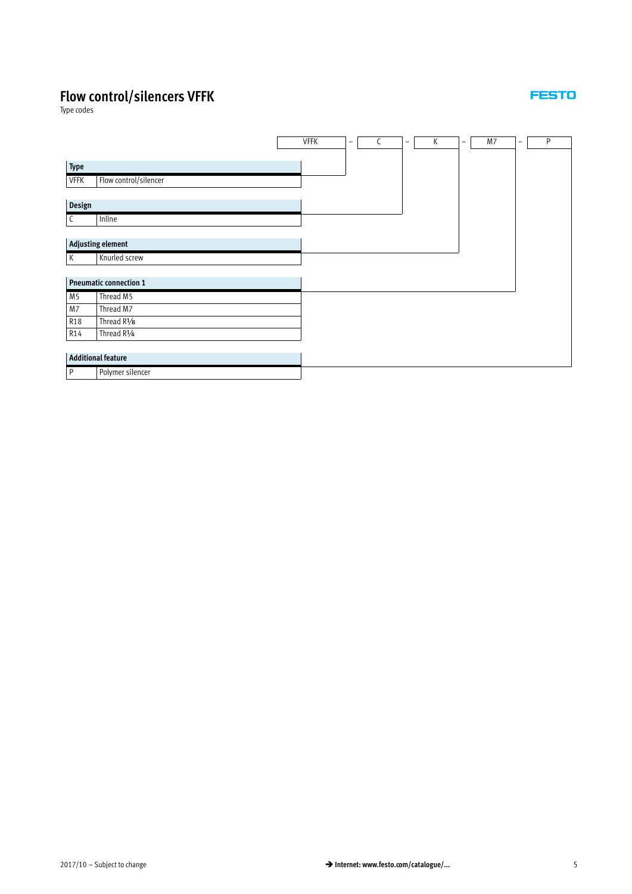# Flow control/silencers VFFK

Type codes

| VFFK | – | C | – | K | – | M7 | – | P |
|---|---|---|---|---|---|---|---|---|

| **Type** | |
|---|---|
| VFFK | Flow control/silencer |

| **Design** | |
|---|---|
| C | Inline |

| **Adjusting element** | |
|---|---|
| K | Knurled screw |

| **Pneumatic connection 1** | |
|---|---|
| M5 | Thread M5 |
| M7 | Thread M7 |
| R18 | Thread R1⁄8 |
| R14 | Thread R1⁄4 |

| **Additional feature** | |
|---|---|
| P | Polymer silencer |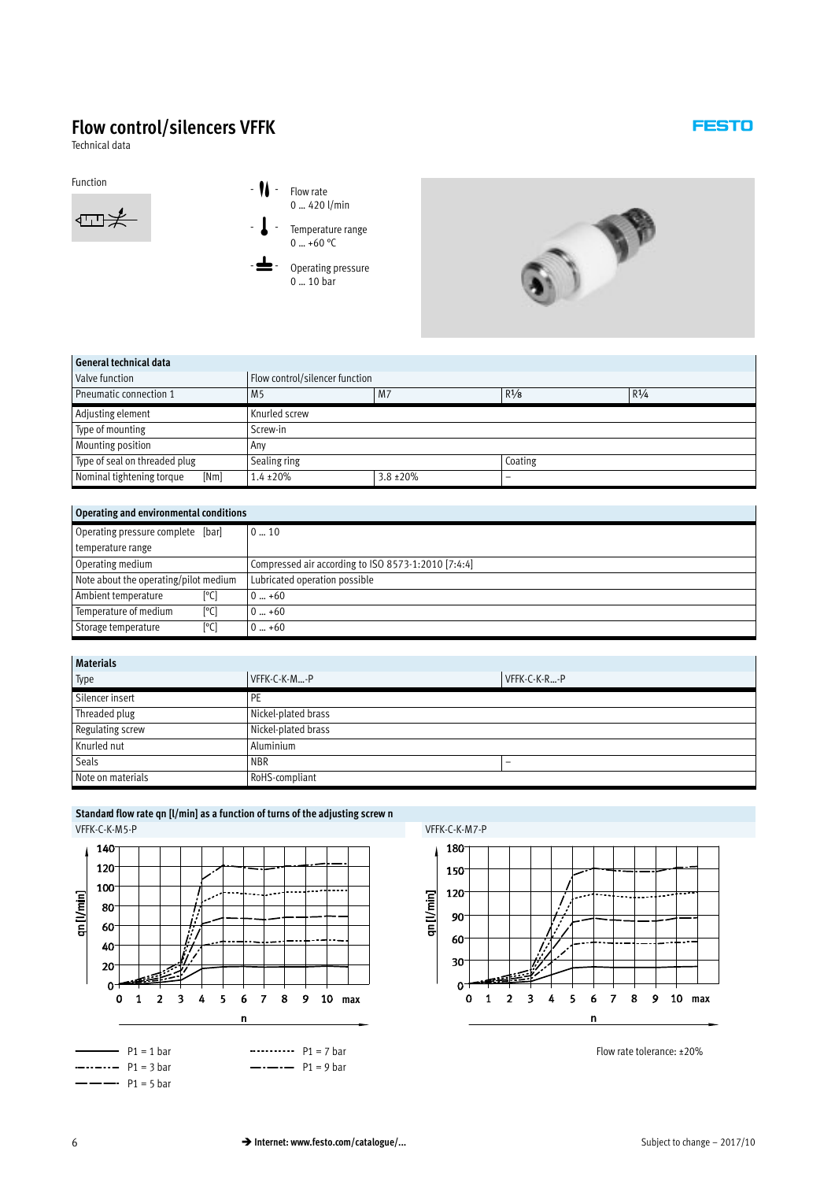# Flow control/silencers VFFK

Technical data

Function

Flow rate
0 … 420 l/min

Temperature range
0 … +60 °C

Operating pressure
0 … 10 bar

| General technical data | | | | |
|---|---|---|---|---|
| Valve function | Flow control/silencer function | | | |
| Pneumatic connection 1 | M5 | M7 | R⅛ | R¼ |
| Adjusting element | Knurled screw | | | |
| Type of mounting | Screw-in | | | |
| Mounting position | Any | | | |
| Type of seal on threaded plug | Sealing ring | | Coating | |
| Nominal tightening torque [Nm] | 1.4 ±20% | 3.8 ±20% | – | |

| Operating and environmental conditions | |
|---|---|
| Operating pressure complete temperature range [bar] | 0 … 10 |
| Operating medium | Compressed air according to ISO 8573-1:2010 [7:4:4] |
| Note about the operating/pilot medium | Lubricated operation possible |
| Ambient temperature [°C] | 0 … +60 |
| Temperature of medium [°C] | 0 … +60 |
| Storage temperature [°C] | 0 … +60 |

| Materials | | |
|---|---|---|
| Type | VFFK-C-K-M…-P | VFFK-C-K-R…-P |
| Silencer insert | PE | |
| Threaded plug | Nickel-plated brass | |
| Regulating screw | Nickel-plated brass | |
| Knurled nut | Aluminium | |
| Seals | NBR | – |
| Note on materials | RoHS-compliant | |

**Standard flow rate qn [l/min] as a function of turns of the adjusting screw n**

VFFK-C-K-M5-P

VFFK-C-K-M7-P

P1 = 1 bar
P1 = 3 bar
P1 = 5 bar
P1 = 7 bar
P1 = 9 bar

Flow rate tolerance: ±20%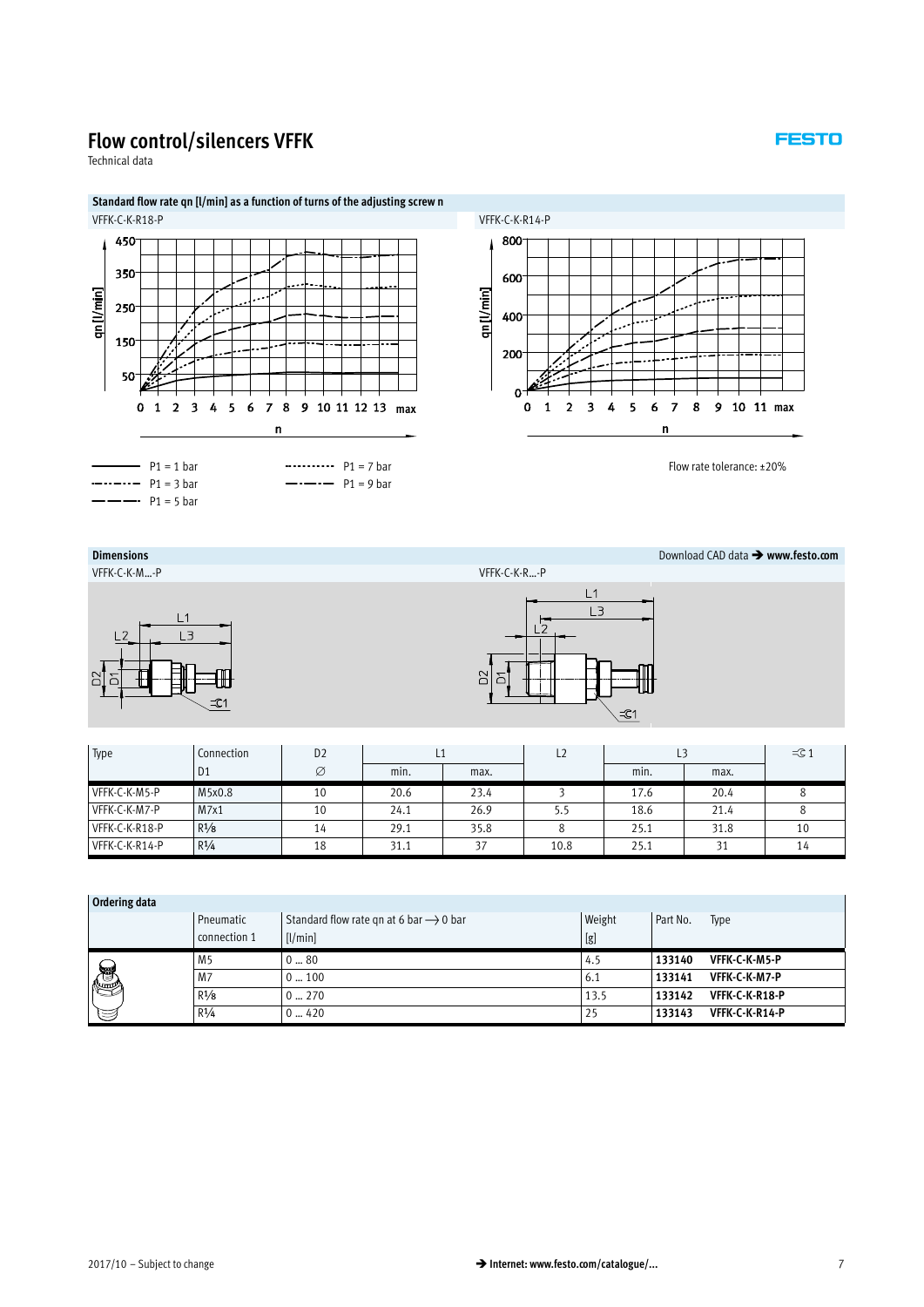# Flow control/silencers VFFK

Technical data

## Standard flow rate qn [l/min] as a function of turns of the adjusting screw n

VFFK-C-K-R18-P

VFFK-C-K-R14-P

- P1 = 1 bar
- P1 = 3 bar
- P1 = 5 bar
- P1 = 7 bar
- P1 = 9 bar

Flow rate tolerance: ±20%

## Dimensions

Download CAD data → **www.festo.com**

VFFK-C-K-M…-P

VFFK-C-K-R…-P

| Type | Connection | D2 | L1 | | L2 | L3 | | ⩵C1 |
|---|---|---|---|---|---|---|---|---|
| | D1 | ∅ | min. | max. | | min. | max. | |
| VFFK-C-K-M5-P | M5x0.8 | 10 | 20.6 | 23.4 | 3 | 17.6 | 20.4 | 8 |
| VFFK-C-K-M7-P | M7x1 | 10 | 24.1 | 26.9 | 5.5 | 18.6 | 21.4 | 8 |
| VFFK-C-K-R18-P | R⅛ | 14 | 29.1 | 35.8 | 8 | 25.1 | 31.8 | 10 |
| VFFK-C-K-R14-P | R¼ | 18 | 31.1 | 37 | 10.8 | 25.1 | 31 | 14 |

## Ordering data

| | Pneumatic connection 1 | Standard flow rate qn at 6 bar → 0 bar [l/min] | Weight [g] | Part No. | Type |
|---|---|---|---|---|---|
| | M5 | 0 … 80 | 4.5 | **133140** | **VFFK-C-K-M5-P** |
| | M7 | 0 … 100 | 6.1 | **133141** | **VFFK-C-K-M7-P** |
| | R⅛ | 0 … 270 | 13.5 | **133142** | **VFFK-C-K-R18-P** |
| | R¼ | 0 … 420 | 25 | **133143** | **VFFK-C-K-R14-P** |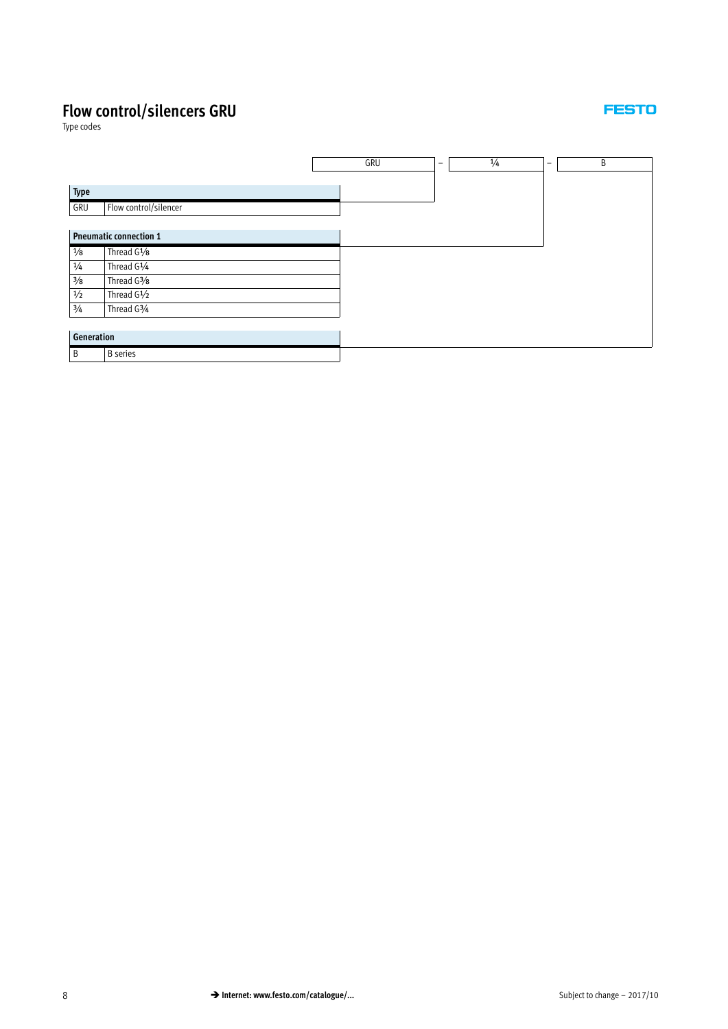# Flow control/silencers GRU

Type codes

| GRU | – | ¼ | – | B |
|---|---|---|---|---|

| Type | |
|---|---|
| GRU | Flow control/silencer |

| Pneumatic connection 1 | |
|---|---|
| ⅛ | Thread G⅛ |
| ¼ | Thread G¼ |
| ⅜ | Thread G⅜ |
| ½ | Thread G½ |
| ¾ | Thread G¾ |

| Generation | |
|---|---|
| B | B series |

➔ Internet: www.festo.com/catalogue/...

Subject to change – 2017/10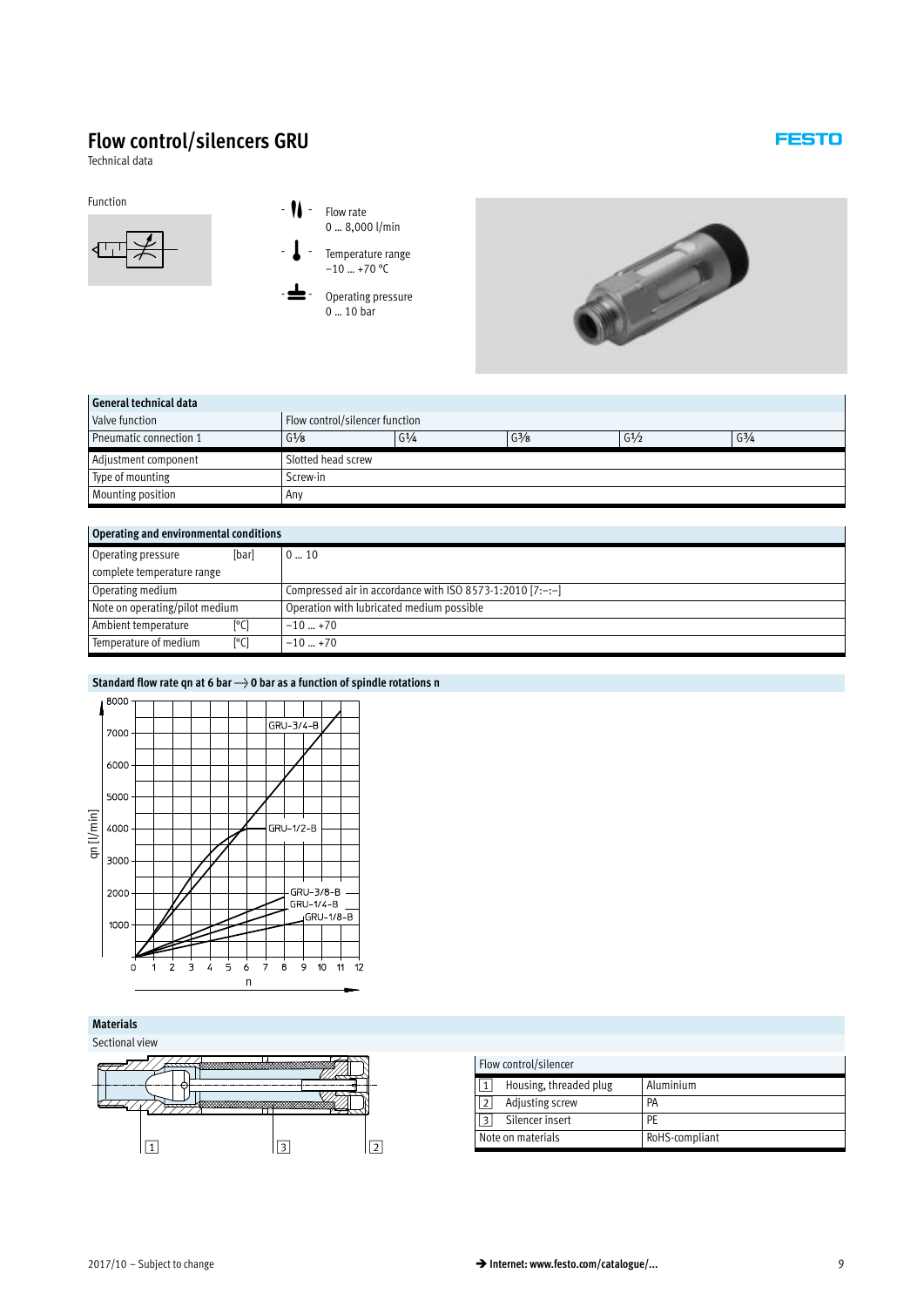# Flow control/silencers GRU

Technical data

Function

- Flow rate
  0 … 8,000 l/min
- Temperature range
  −10 … +70 °C
- Operating pressure
  0 … 10 bar

| General technical data | | | | | |
|---|---|---|---|---|---|
| Valve function | Flow control/silencer function | | | | |
| Pneumatic connection 1 | G⅛ | G¼ | G⅜ | G½ | G¾ |
| Adjustment component | Slotted head screw | | | | |
| Type of mounting | Screw-in | | | | |
| Mounting position | Any | | | | |

| Operating and environmental conditions | |
|---|---|
| Operating pressure [bar] complete temperature range | 0 … 10 |
| Operating medium | Compressed air in accordance with ISO 8573-1:2010 [7:–:–] |
| Note on operating/pilot medium | Operation with lubricated medium possible |
| Ambient temperature [°C] | −10 … +70 |
| Temperature of medium [°C] | −10 … +70 |

**Standard flow rate qn at 6 bar ⟶ 0 bar as a function of spindle rotations n**

## Materials

Sectional view

| Flow control/silencer | |
|---|---|
| [1] Housing, threaded plug | Aluminium |
| [2] Adjusting screw | PA |
| [3] Silencer insert | PE |
| Note on materials | RoHS-compliant |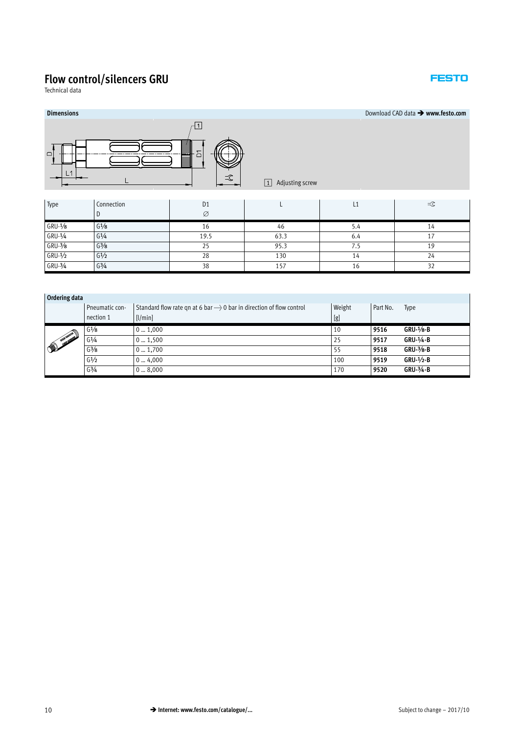# Flow control/silencers GRU

Technical data

## Dimensions

Download CAD data ➔ **www.festo.com**

D
L1
L
D1
1
=C

1 Adjusting screw

| Type | Connection D | D1 ∅ | L | L1 | =C |
|---|---|---|---|---|---|
| GRU-⅛ | G⅛ | 16 | 46 | 5.4 | 14 |
| GRU-¼ | G¼ | 19.5 | 63.3 | 6.4 | 17 |
| GRU-⅜ | G⅜ | 25 | 95.3 | 7.5 | 19 |
| GRU-½ | G½ | 28 | 130 | 14 | 24 |
| GRU-¾ | G¾ | 38 | 157 | 16 | 32 |

## Ordering data

| | Pneumatic connection 1 | Standard flow rate qn at 6 bar ⟶ 0 bar in direction of flow control [l/min] | Weight [g] | Part No. | Type |
|---|---|---|---|---|---|
| | G⅛ | 0 … 1,000 | 10 | **9516** | **GRU-⅛-B** |
| | G¼ | 0 … 1,500 | 25 | **9517** | **GRU-¼-B** |
| | G⅜ | 0 … 1,700 | 55 | **9518** | **GRU-⅜-B** |
| | G½ | 0 … 4,000 | 100 | **9519** | **GRU-½-B** |
| | G¾ | 0 … 8,000 | 170 | **9520** | **GRU-¾-B** |

➔ **Internet: www.festo.com/catalogue/...**

Subject to change – 2017/10